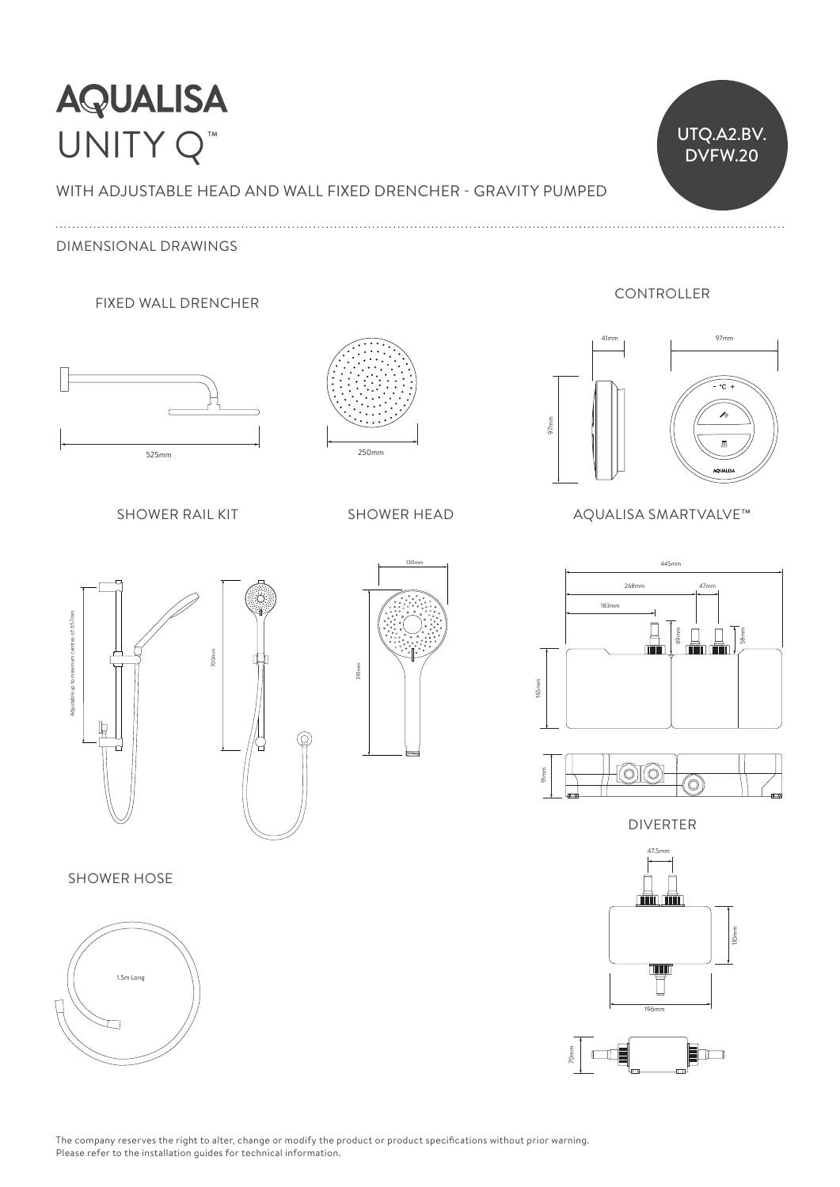# AQUALISA

# UNITY Q™

UTQ.A2.BV.DVFW.20

WITH ADJUSTABLE HEAD AND WALL FIXED DRENCHER - GRAVITY PUMPED

## DIMENSIONAL DRAWINGS

### FIXED WALL DRENCHER

525mm

250mm

### CONTROLLER

41mm

97mm

97mm

- °C +

AQUALISA

### SHOWER RAIL KIT

Adjustable up to maximum centres of 657mm

700mm

### SHOWER HEAD

130mm

310mm

### AQUALISA SMARTVALVE™

445mm

268mm

47mm

183mm

69mm

58mm

165mm

91mm

### DIVERTER

47.5mm

110mm

196mm

70mm

### SHOWER HOSE

1.5m Long

The company reserves the right to alter, change or modify the product or product specifications without prior warning.
Please refer to the installation guides for technical information.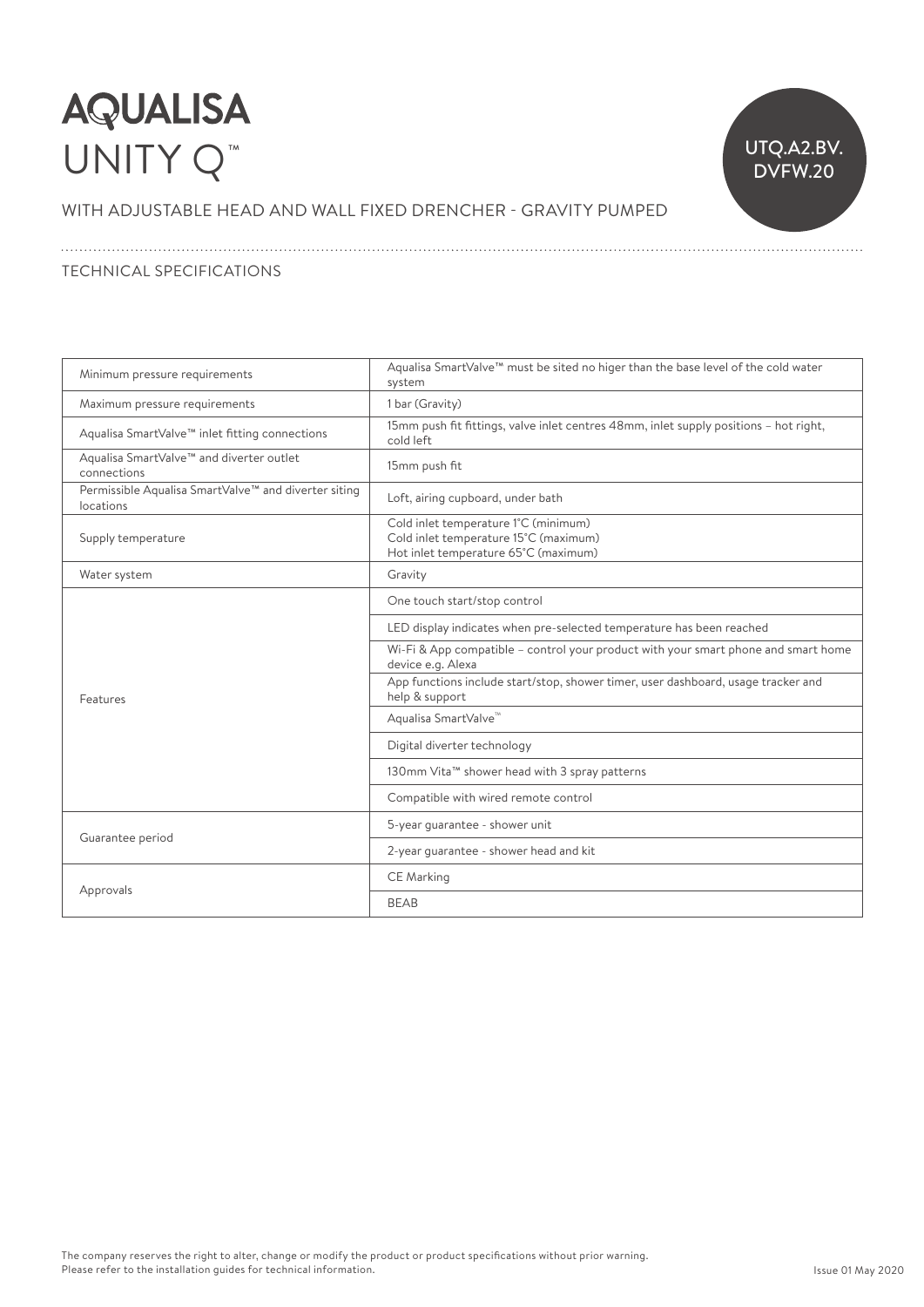# AQUALISA

## UNITY Q™

UTQ.A2.BV.DVFW.20

WITH ADJUSTABLE HEAD AND WALL FIXED DRENCHER - GRAVITY PUMPED

TECHNICAL SPECIFICATIONS

| | |
|---|---|
| Minimum pressure requirements | Aqualisa SmartValve™ must be sited no higer than the base level of the cold water system |
| Maximum pressure requirements | 1 bar (Gravity) |
| Aqualisa SmartValve™ inlet fitting connections | 15mm push fit fittings, valve inlet centres 48mm, inlet supply positions – hot right, cold left |
| Aqualisa SmartValve™ and diverter outlet connections | 15mm push fit |
| Permissible Aqualisa SmartValve™ and diverter siting locations | Loft, airing cupboard, under bath |
| Supply temperature | Cold inlet temperature 1°C (minimum)<br>Cold inlet temperature 15°C (maximum)<br>Hot inlet temperature 65°C (maximum) |
| Water system | Gravity |
| Features | One touch start/stop control |
| | LED display indicates when pre-selected temperature has been reached |
| | Wi-Fi & App compatible – control your product with your smart phone and smart home device e.g. Alexa |
| | App functions include start/stop, shower timer, user dashboard, usage tracker and help & support |
| | Aqualisa SmartValve™ |
| | Digital diverter technology |
| | 130mm Vita™ shower head with 3 spray patterns |
| | Compatible with wired remote control |
| Guarantee period | 5-year guarantee - shower unit |
| | 2-year guarantee - shower head and kit |
| Approvals | CE Marking |
| | BEAB |

The company reserves the right to alter, change or modify the product or product specifications without prior warning.
Please refer to the installation guides for technical information.

Issue 01 May 2020